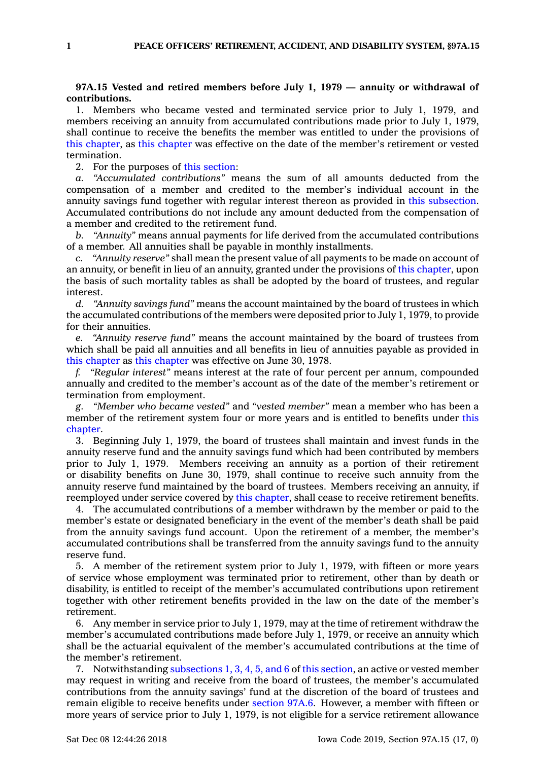**97A.15 Vested and retired members before July 1, 1979 — annuity or withdrawal of contributions.**

1. Members who became vested and terminated service prior to July 1, 1979, and members receiving an annuity from accumulated contributions made prior to July 1, 1979, shall continue to receive the benefits the member was entitled to under the provisions of this chapter, as this chapter was effective on the date of the member's retirement or vested termination.

2. For the purposes of this section:

*a. "Accumulated contributions"* means the sum of all amounts deducted from the compensation of a member and credited to the member's individual account in the annuity savings fund together with regular interest thereon as provided in this subsection. Accumulated contributions do not include any amount deducted from the compensation of a member and credited to the retirement fund.

*b. "Annuity"* means annual payments for life derived from the accumulated contributions of a member. All annuities shall be payable in monthly installments.

*c. "Annuity reserve"* shall mean the present value of all payments to be made on account of an annuity, or benefit in lieu of an annuity, granted under the provisions of this chapter, upon the basis of such mortality tables as shall be adopted by the board of trustees, and regular interest.

*d. "Annuity savings fund"* means the account maintained by the board of trustees in which the accumulated contributions of the members were deposited prior to July 1, 1979, to provide for their annuities.

*e. "Annuity reserve fund"* means the account maintained by the board of trustees from which shall be paid all annuities and all benefits in lieu of annuities payable as provided in this chapter as this chapter was effective on June 30, 1978.

*f. "Regular interest"* means interest at the rate of four percent per annum, compounded annually and credited to the member's account as of the date of the member's retirement or termination from employment.

*g. "Member who became vested"* and *"vested member"* mean a member who has been a member of the retirement system four or more years and is entitled to benefits under this chapter.

3. Beginning July 1, 1979, the board of trustees shall maintain and invest funds in the annuity reserve fund and the annuity savings fund which had been contributed by members prior to July 1, 1979. Members receiving an annuity as a portion of their retirement or disability benefits on June 30, 1979, shall continue to receive such annuity from the annuity reserve fund maintained by the board of trustees. Members receiving an annuity, if reemployed under service covered by this chapter, shall cease to receive retirement benefits.

4. The accumulated contributions of a member withdrawn by the member or paid to the member's estate or designated beneficiary in the event of the member's death shall be paid from the annuity savings fund account. Upon the retirement of a member, the member's accumulated contributions shall be transferred from the annuity savings fund to the annuity reserve fund.

5. A member of the retirement system prior to July 1, 1979, with fifteen or more years of service whose employment was terminated prior to retirement, other than by death or disability, is entitled to receipt of the member's accumulated contributions upon retirement together with other retirement benefits provided in the law on the date of the member's retirement.

6. Any member in service prior to July 1, 1979, may at the time of retirement withdraw the member's accumulated contributions made before July 1, 1979, or receive an annuity which shall be the actuarial equivalent of the member's accumulated contributions at the time of the member's retirement.

7. Notwithstanding subsections 1, 3, 4, 5, and 6 of this section, an active or vested member may request in writing and receive from the board of trustees, the member's accumulated contributions from the annuity savings' fund at the discretion of the board of trustees and remain eligible to receive benefits under section 97A.6. However, a member with fifteen or more years of service prior to July 1, 1979, is not eligible for a service retirement allowance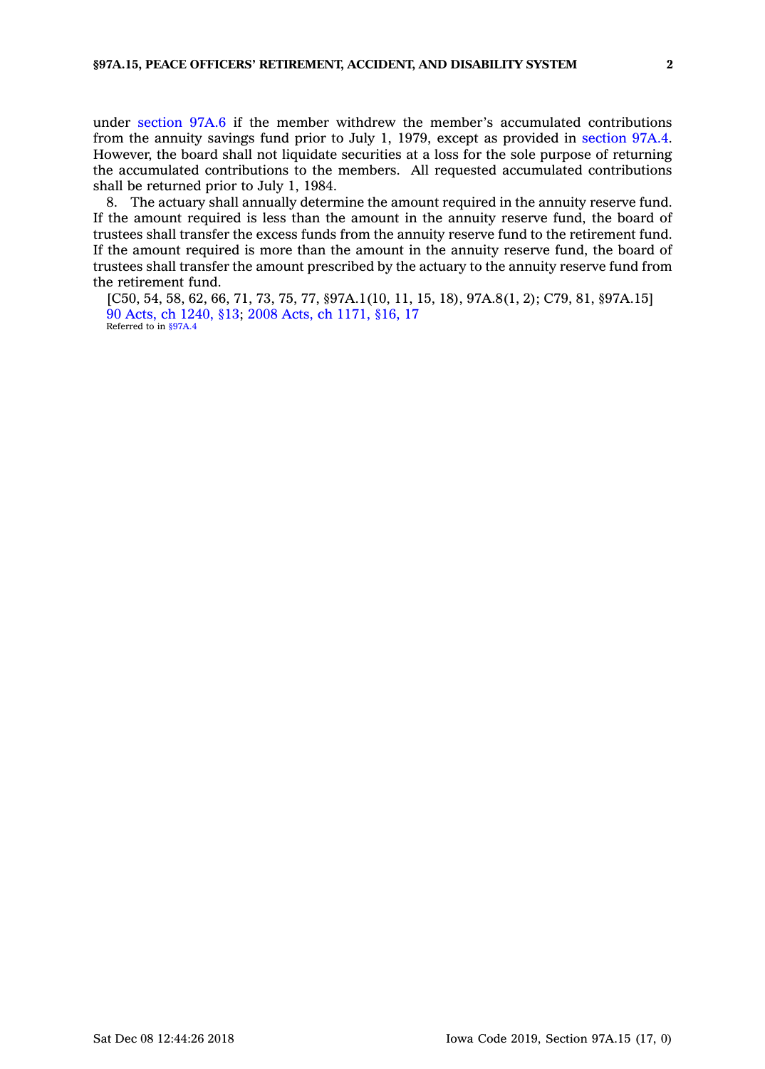under section 97A.6 if the member withdrew the member's accumulated contributions from the annuity savings fund prior to July 1, 1979, except as provided in section 97A.4. However, the board shall not liquidate securities at a loss for the sole purpose of returning the accumulated contributions to the members. All requested accumulated contributions shall be returned prior to July 1, 1984.

8. The actuary shall annually determine the amount required in the annuity reserve fund. If the amount required is less than the amount in the annuity reserve fund, the board of trustees shall transfer the excess funds from the annuity reserve fund to the retirement fund. If the amount required is more than the amount in the annuity reserve fund, the board of trustees shall transfer the amount prescribed by the actuary to the annuity reserve fund from the retirement fund.

[C50, 54, 58, 62, 66, 71, 73, 75, 77, §97A.1(10, 11, 15, 18), 97A.8(1, 2); C79, 81, §97A.15]
90 Acts, ch 1240, §13; 2008 Acts, ch 1171, §16, 17
Referred to in §97A.4